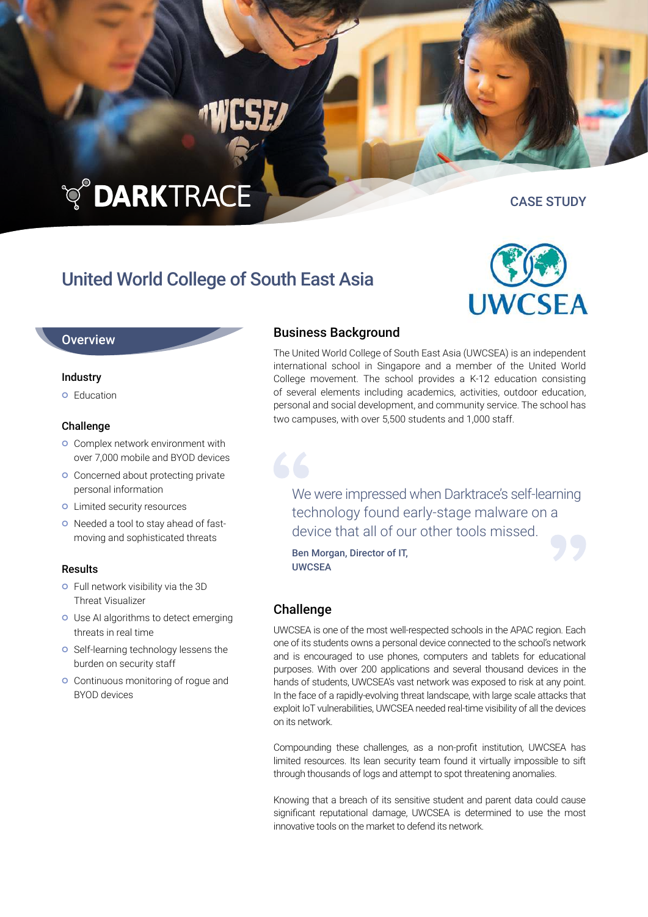DARKTRACE

CASE STUDY

# United World College of South East Asia

UWCSEA

## Overview

### Industry

- Education

### Challenge

- Complex network environment with over 7,000 mobile and BYOD devices
- Concerned about protecting private personal information
- Limited security resources
- Needed a tool to stay ahead of fast-moving and sophisticated threats

### Results

- Full network visibility via the 3D Threat Visualizer
- Use AI algorithms to detect emerging threats in real time
- Self-learning technology lessens the burden on security staff
- Continuous monitoring of rogue and BYOD devices

## Business Background

The United World College of South East Asia (UWCSEA) is an independent international school in Singapore and a member of the United World College movement. The school provides a K-12 education consisting of several elements including academics, activities, outdoor education, personal and social development, and community service. The school has two campuses, with over 5,500 students and 1,000 staff.

> We were impressed when Darktrace's self-learning technology found early-stage malware on a device that all of our other tools missed.
>
> **Ben Morgan, Director of IT, UWCSEA**

## Challenge

UWCSEA is one of the most well-respected schools in the APAC region. Each one of its students owns a personal device connected to the school's network and is encouraged to use phones, computers and tablets for educational purposes. With over 200 applications and several thousand devices in the hands of students, UWCSEA's vast network was exposed to risk at any point. In the face of a rapidly-evolving threat landscape, with large scale attacks that exploit IoT vulnerabilities, UWCSEA needed real-time visibility of all the devices on its network.

Compounding these challenges, as a non-profit institution, UWCSEA has limited resources. Its lean security team found it virtually impossible to sift through thousands of logs and attempt to spot threatening anomalies.

Knowing that a breach of its sensitive student and parent data could cause significant reputational damage, UWCSEA is determined to use the most innovative tools on the market to defend its network.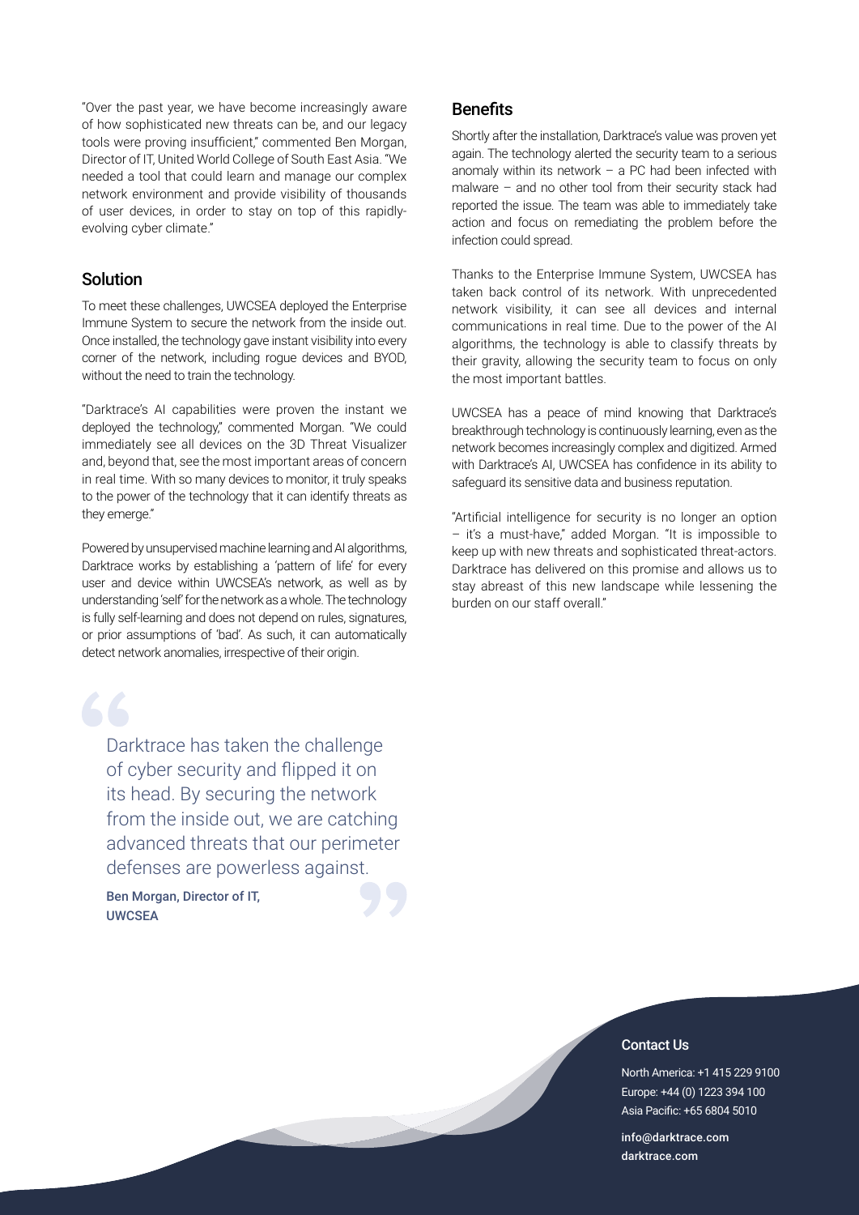"Over the past year, we have become increasingly aware of how sophisticated new threats can be, and our legacy tools were proving insufficient," commented Ben Morgan, Director of IT, United World College of South East Asia. "We needed a tool that could learn and manage our complex network environment and provide visibility of thousands of user devices, in order to stay on top of this rapidly-evolving cyber climate."

## Solution

To meet these challenges, UWCSEA deployed the Enterprise Immune System to secure the network from the inside out. Once installed, the technology gave instant visibility into every corner of the network, including rogue devices and BYOD, without the need to train the technology.

"Darktrace's AI capabilities were proven the instant we deployed the technology," commented Morgan. "We could immediately see all devices on the 3D Threat Visualizer and, beyond that, see the most important areas of concern in real time. With so many devices to monitor, it truly speaks to the power of the technology that it can identify threats as they emerge."

Powered by unsupervised machine learning and AI algorithms, Darktrace works by establishing a 'pattern of life' for every user and device within UWCSEA's network, as well as by understanding 'self' for the network as a whole. The technology is fully self-learning and does not depend on rules, signatures, or prior assumptions of 'bad'. As such, it can automatically detect network anomalies, irrespective of their origin.

> Darktrace has taken the challenge of cyber security and flipped it on its head. By securing the network from the inside out, we are catching advanced threats that our perimeter defenses are powerless against.
>
> **Ben Morgan, Director of IT, UWCSEA**

## Benefits

Shortly after the installation, Darktrace's value was proven yet again. The technology alerted the security team to a serious anomaly within its network – a PC had been infected with malware – and no other tool from their security stack had reported the issue. The team was able to immediately take action and focus on remediating the problem before the infection could spread.

Thanks to the Enterprise Immune System, UWCSEA has taken back control of its network. With unprecedented network visibility, it can see all devices and internal communications in real time. Due to the power of the AI algorithms, the technology is able to classify threats by their gravity, allowing the security team to focus on only the most important battles.

UWCSEA has a peace of mind knowing that Darktrace's breakthrough technology is continuously learning, even as the network becomes increasingly complex and digitized. Armed with Darktrace's AI, UWCSEA has confidence in its ability to safeguard its sensitive data and business reputation.

"Artificial intelligence for security is no longer an option – it's a must-have," added Morgan. "It is impossible to keep up with new threats and sophisticated threat-actors. Darktrace has delivered on this promise and allows us to stay abreast of this new landscape while lessening the burden on our staff overall."

### Contact Us

North America: +1 415 229 9100
Europe: +44 (0) 1223 394 100
Asia Pacific: +65 6804 5010

info@darktrace.com
darktrace.com